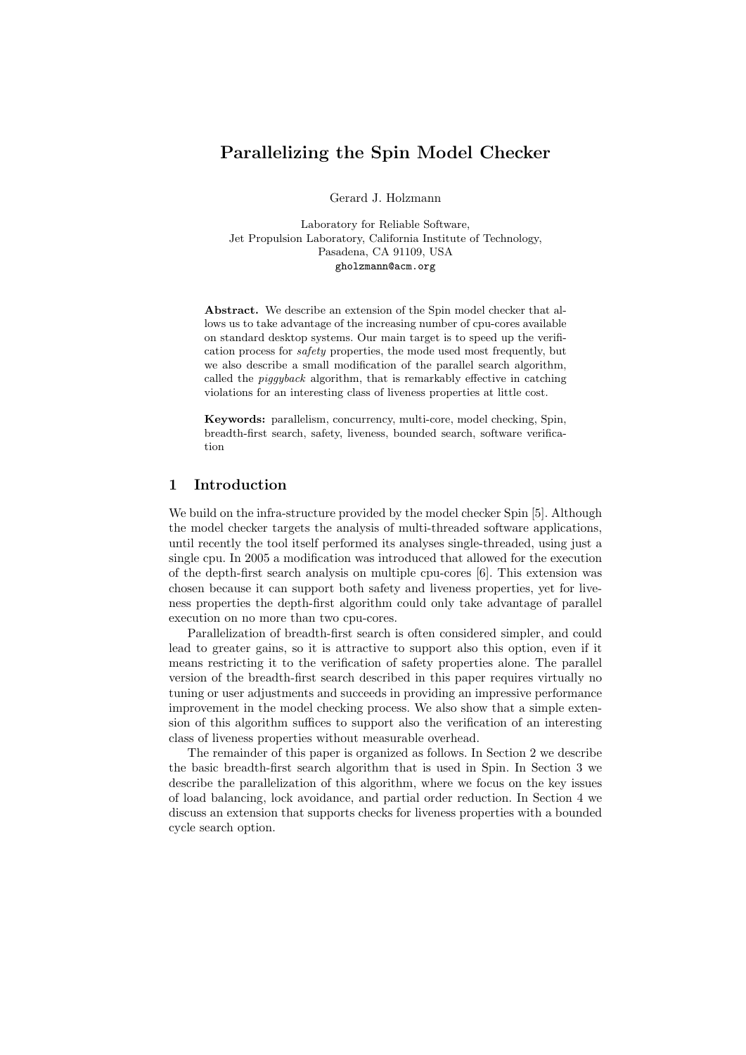# Parallelizing the Spin Model Checker

Gerard J. Holzmann

Laboratory for Reliable Software,
Jet Propulsion Laboratory, California Institute of Technology,
Pasadena, CA 91109, USA
gholzmann@acm.org

**Abstract.** We describe an extension of the Spin model checker that allows us to take advantage of the increasing number of cpu-cores available on standard desktop systems. Our main target is to speed up the verification process for *safety* properties, the mode used most frequently, but we also describe a small modification of the parallel search algorithm, called the *piggyback* algorithm, that is remarkably effective in catching violations for an interesting class of liveness properties at little cost.

**Keywords:** parallelism, concurrency, multi-core, model checking, Spin, breadth-first search, safety, liveness, bounded search, software verification

## 1 Introduction

We build on the infra-structure provided by the model checker Spin [5]. Although the model checker targets the analysis of multi-threaded software applications, until recently the tool itself performed its analyses single-threaded, using just a single cpu. In 2005 a modification was introduced that allowed for the execution of the depth-first search analysis on multiple cpu-cores [6]. This extension was chosen because it can support both safety and liveness properties, yet for liveness properties the depth-first algorithm could only take advantage of parallel execution on no more than two cpu-cores.

Parallelization of breadth-first search is often considered simpler, and could lead to greater gains, so it is attractive to support also this option, even if it means restricting it to the verification of safety properties alone. The parallel version of the breadth-first search described in this paper requires virtually no tuning or user adjustments and succeeds in providing an impressive performance improvement in the model checking process. We also show that a simple extension of this algorithm suffices to support also the verification of an interesting class of liveness properties without measurable overhead.

The remainder of this paper is organized as follows. In Section 2 we describe the basic breadth-first search algorithm that is used in Spin. In Section 3 we describe the parallelization of this algorithm, where we focus on the key issues of load balancing, lock avoidance, and partial order reduction. In Section 4 we discuss an extension that supports checks for liveness properties with a bounded cycle search option.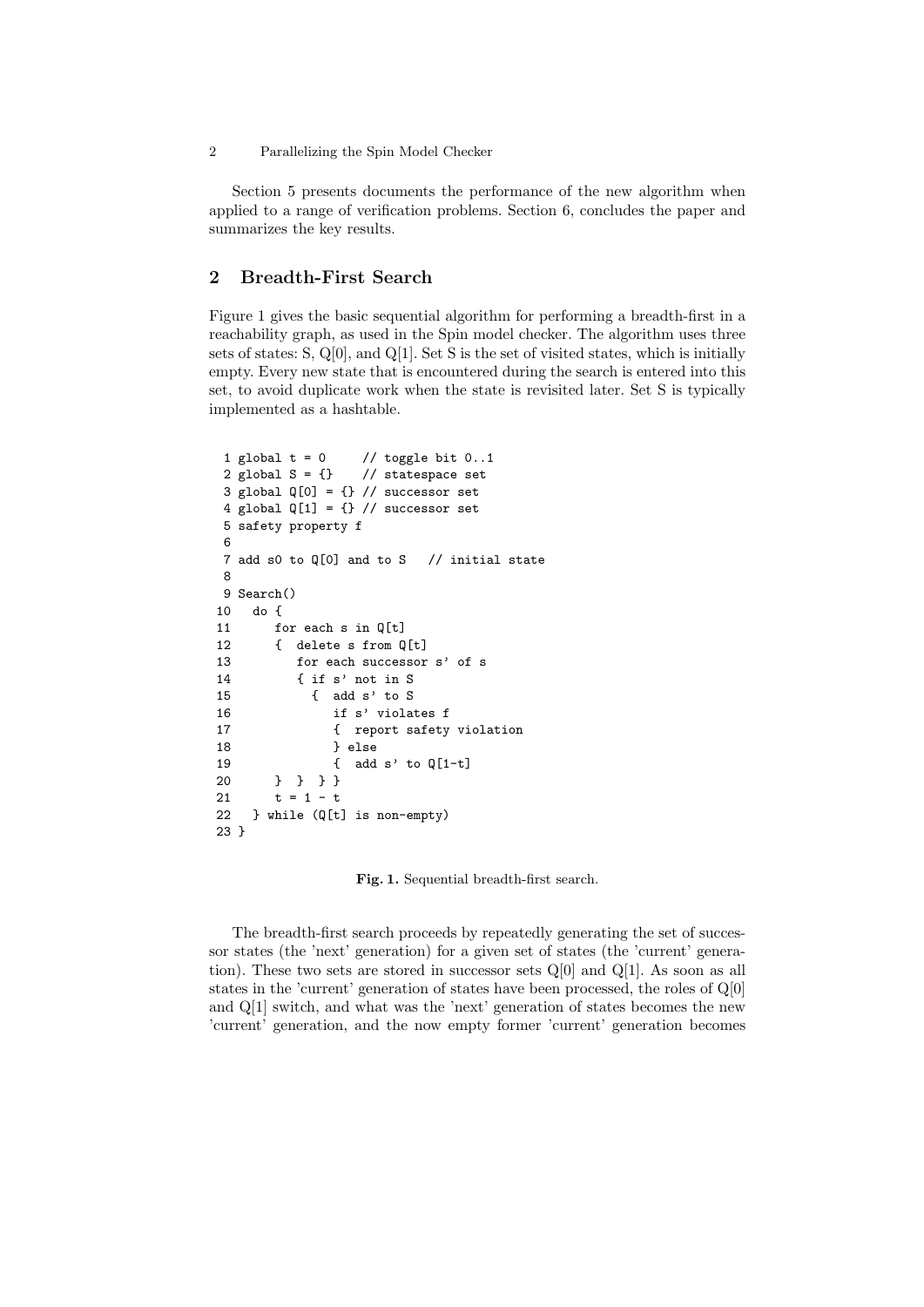Section 5 presents documents the performance of the new algorithm when applied to a range of verification problems. Section 6, concludes the paper and summarizes the key results.

## 2 Breadth-First Search

Figure 1 gives the basic sequential algorithm for performing a breadth-first in a reachability graph, as used in the Spin model checker. The algorithm uses three sets of states: S, Q[0], and Q[1]. Set S is the set of visited states, which is initially empty. Every new state that is encountered during the search is entered into this set, to avoid duplicate work when the state is revisited later. Set S is typically implemented as a hashtable.

```
 1 global t = 0     // toggle bit 0..1
 2 global S = {}    // statespace set
 3 global Q[0] = {} // successor set
 4 global Q[1] = {} // successor set
 5 safety property f
 6
 7 add s0 to Q[0] and to S   // initial state
 8
 9 Search()
10   do {
11      for each s in Q[t]
12      {  delete s from Q[t]
13         for each successor s' of s
14         { if s' not in S
15           {  add s' to S
16              if s' violates f
17              {  report safety violation
18              } else
19              {  add s' to Q[1-t]
20      }  }  } }
21      t = 1 - t
22   } while (Q[t] is non-empty)
23 }
```

**Fig. 1.** Sequential breadth-first search.

The breadth-first search proceeds by repeatedly generating the set of successor states (the 'next' generation) for a given set of states (the 'current' generation). These two sets are stored in successor sets Q[0] and Q[1]. As soon as all states in the 'current' generation of states have been processed, the roles of Q[0] and Q[1] switch, and what was the 'next' generation of states becomes the new 'current' generation, and the now empty former 'current' generation becomes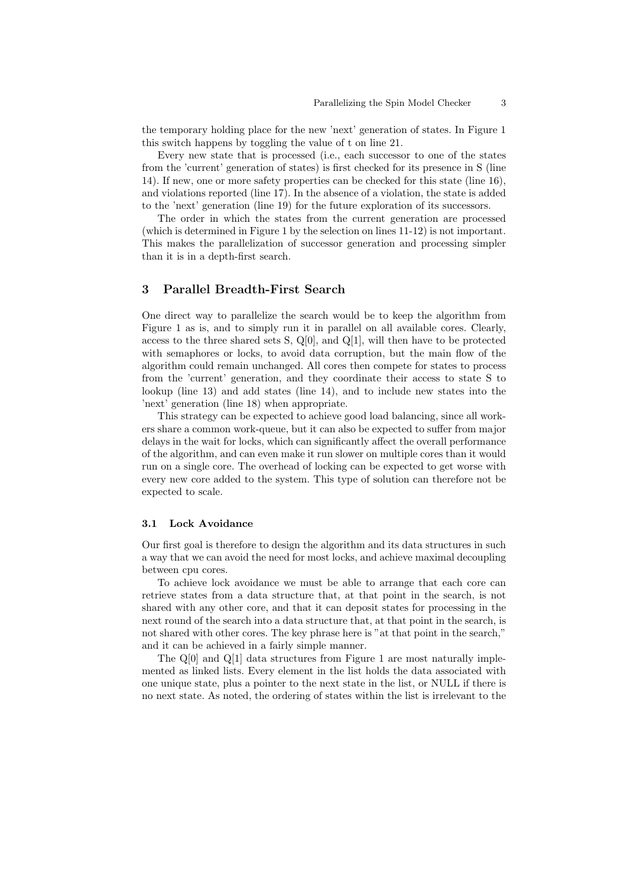the temporary holding place for the new 'next' generation of states. In Figure 1 this switch happens by toggling the value of t on line 21.

Every new state that is processed (i.e., each successor to one of the states from the 'current' generation of states) is first checked for its presence in S (line 14). If new, one or more safety properties can be checked for this state (line 16), and violations reported (line 17). In the absence of a violation, the state is added to the 'next' generation (line 19) for the future exploration of its successors.

The order in which the states from the current generation are processed (which is determined in Figure 1 by the selection on lines 11-12) is not important. This makes the parallelization of successor generation and processing simpler than it is in a depth-first search.

## 3 Parallel Breadth-First Search

One direct way to parallelize the search would be to keep the algorithm from Figure 1 as is, and to simply run it in parallel on all available cores. Clearly, access to the three shared sets S, Q[0], and Q[1], will then have to be protected with semaphores or locks, to avoid data corruption, but the main flow of the algorithm could remain unchanged. All cores then compete for states to process from the 'current' generation, and they coordinate their access to state S to lookup (line 13) and add states (line 14), and to include new states into the 'next' generation (line 18) when appropriate.

This strategy can be expected to achieve good load balancing, since all workers share a common work-queue, but it can also be expected to suffer from major delays in the wait for locks, which can significantly affect the overall performance of the algorithm, and can even make it run slower on multiple cores than it would run on a single core. The overhead of locking can be expected to get worse with every new core added to the system. This type of solution can therefore not be expected to scale.

### 3.1 Lock Avoidance

Our first goal is therefore to design the algorithm and its data structures in such a way that we can avoid the need for most locks, and achieve maximal decoupling between cpu cores.

To achieve lock avoidance we must be able to arrange that each core can retrieve states from a data structure that, at that point in the search, is not shared with any other core, and that it can deposit states for processing in the next round of the search into a data structure that, at that point in the search, is not shared with other cores. The key phrase here is "at that point in the search," and it can be achieved in a fairly simple manner.

The Q[0] and Q[1] data structures from Figure 1 are most naturally implemented as linked lists. Every element in the list holds the data associated with one unique state, plus a pointer to the next state in the list, or NULL if there is no next state. As noted, the ordering of states within the list is irrelevant to the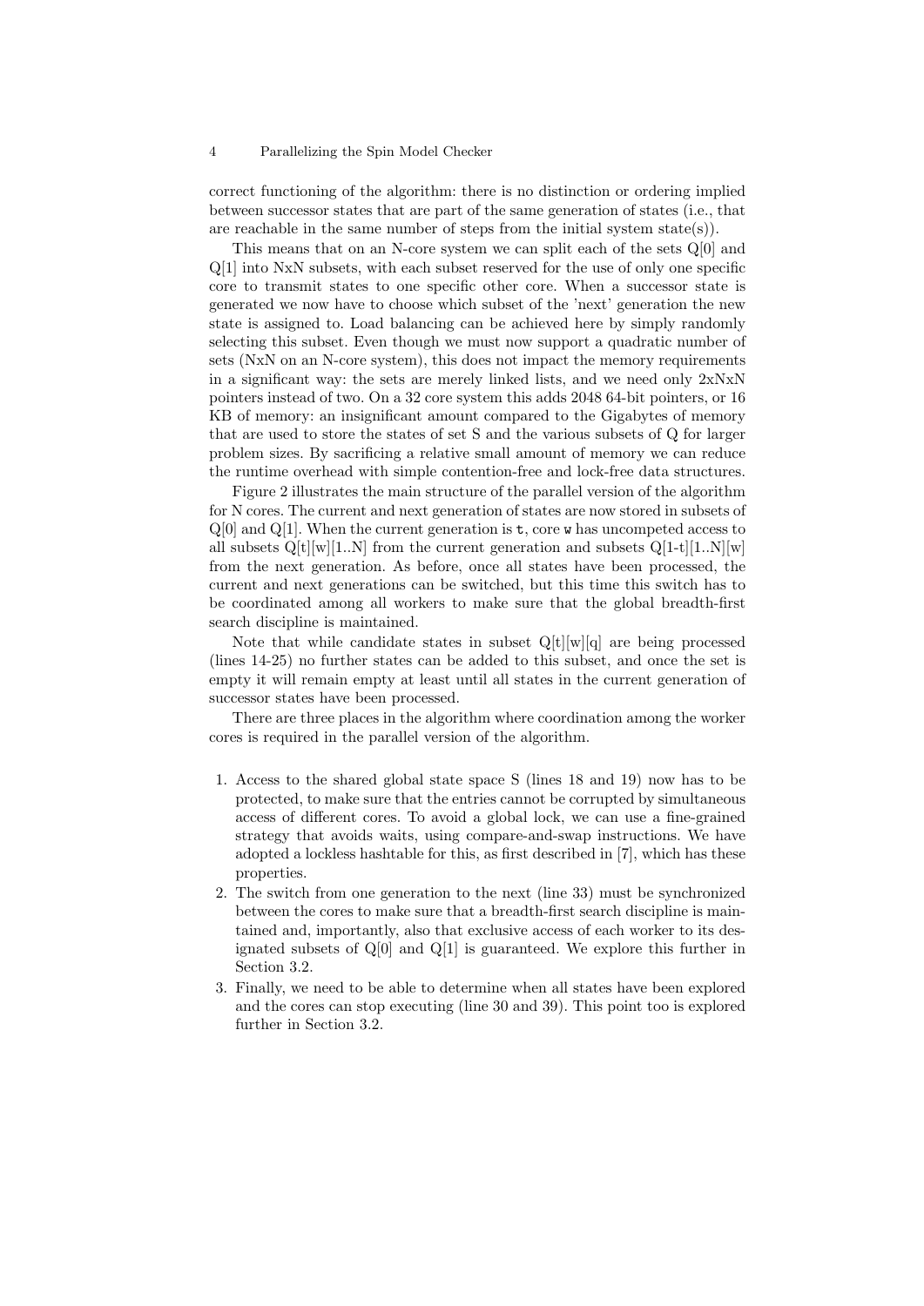correct functioning of the algorithm: there is no distinction or ordering implied between successor states that are part of the same generation of states (i.e., that are reachable in the same number of steps from the initial system state(s)).

This means that on an N-core system we can split each of the sets Q[0] and Q[1] into NxN subsets, with each subset reserved for the use of only one specific core to transmit states to one specific other core. When a successor state is generated we now have to choose which subset of the 'next' generation the new state is assigned to. Load balancing can be achieved here by simply randomly selecting this subset. Even though we must now support a quadratic number of sets (NxN on an N-core system), this does not impact the memory requirements in a significant way: the sets are merely linked lists, and we need only 2xNxN pointers instead of two. On a 32 core system this adds 2048 64-bit pointers, or 16 KB of memory: an insignificant amount compared to the Gigabytes of memory that are used to store the states of set S and the various subsets of Q for larger problem sizes. By sacrificing a relative small amount of memory we can reduce the runtime overhead with simple contention-free and lock-free data structures.

Figure 2 illustrates the main structure of the parallel version of the algorithm for N cores. The current and next generation of states are now stored in subsets of Q[0] and Q[1]. When the current generation is `t`, core `w` has uncompeted access to all subsets Q[t][w][1..N] from the current generation and subsets Q[1-t][1..N][w] from the next generation. As before, once all states have been processed, the current and next generations can be switched, but this time this switch has to be coordinated among all workers to make sure that the global breadth-first search discipline is maintained.

Note that while candidate states in subset Q[t][w][q] are being processed (lines 14-25) no further states can be added to this subset, and once the set is empty it will remain empty at least until all states in the current generation of successor states have been processed.

There are three places in the algorithm where coordination among the worker cores is required in the parallel version of the algorithm.

1. Access to the shared global state space S (lines 18 and 19) now has to be protected, to make sure that the entries cannot be corrupted by simultaneous access of different cores. To avoid a global lock, we can use a fine-grained strategy that avoids waits, using compare-and-swap instructions. We have adopted a lockless hashtable for this, as first described in [7], which has these properties.
2. The switch from one generation to the next (line 33) must be synchronized between the cores to make sure that a breadth-first search discipline is maintained and, importantly, also that exclusive access of each worker to its designated subsets of Q[0] and Q[1] is guaranteed. We explore this further in Section 3.2.
3. Finally, we need to be able to determine when all states have been explored and the cores can stop executing (line 30 and 39). This point too is explored further in Section 3.2.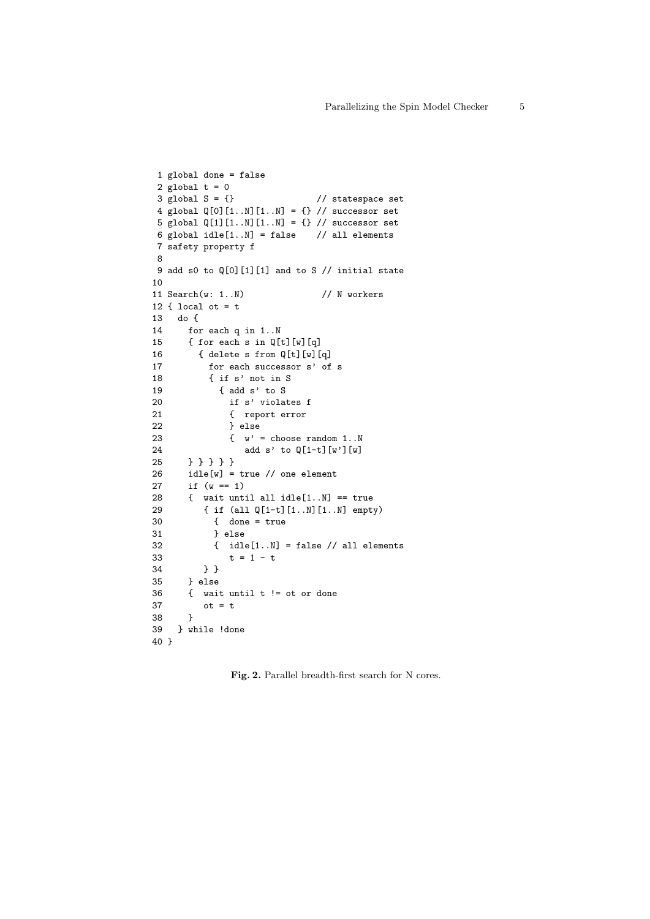```
 1 global done = false
 2 global t = 0
 3 global S = {}                  // statespace set
 4 global Q[0][1..N][1..N] = {} // successor set
 5 global Q[1][1..N][1..N] = {} // successor set
 6 global idle[1..N] = false    // all elements
 7 safety property f
 8
 9 add s0 to Q[0][1][1] and to S // initial state
10
11 Search(w: 1..N)               // N workers
12 { local ot = t
13   do {
14     for each q in 1..N
15     { for each s in Q[t][w][q]
16       { delete s from Q[t][w][q]
17         for each successor s' of s
18         { if s' not in S
19           { add s' to S
20             if s' violates f
21             {  report error
22             } else
23             {  w' = choose random 1..N
24                add s' to Q[1-t][w'][w]
25     } } } } }
26     idle[w] = true // one element
27     if (w == 1)
28     {  wait until all idle[1..N] == true
29        { if (all Q[1-t][1..N][1..N] empty)
30          {  done = true
31          } else
32          {  idle[1..N] = false // all elements
33             t = 1 - t
34        } }
35     } else
36     {  wait until t != ot or done
37        ot = t
38     }
39   } while !done
40 }
```

**Fig. 2.** Parallel breadth-first search for N cores.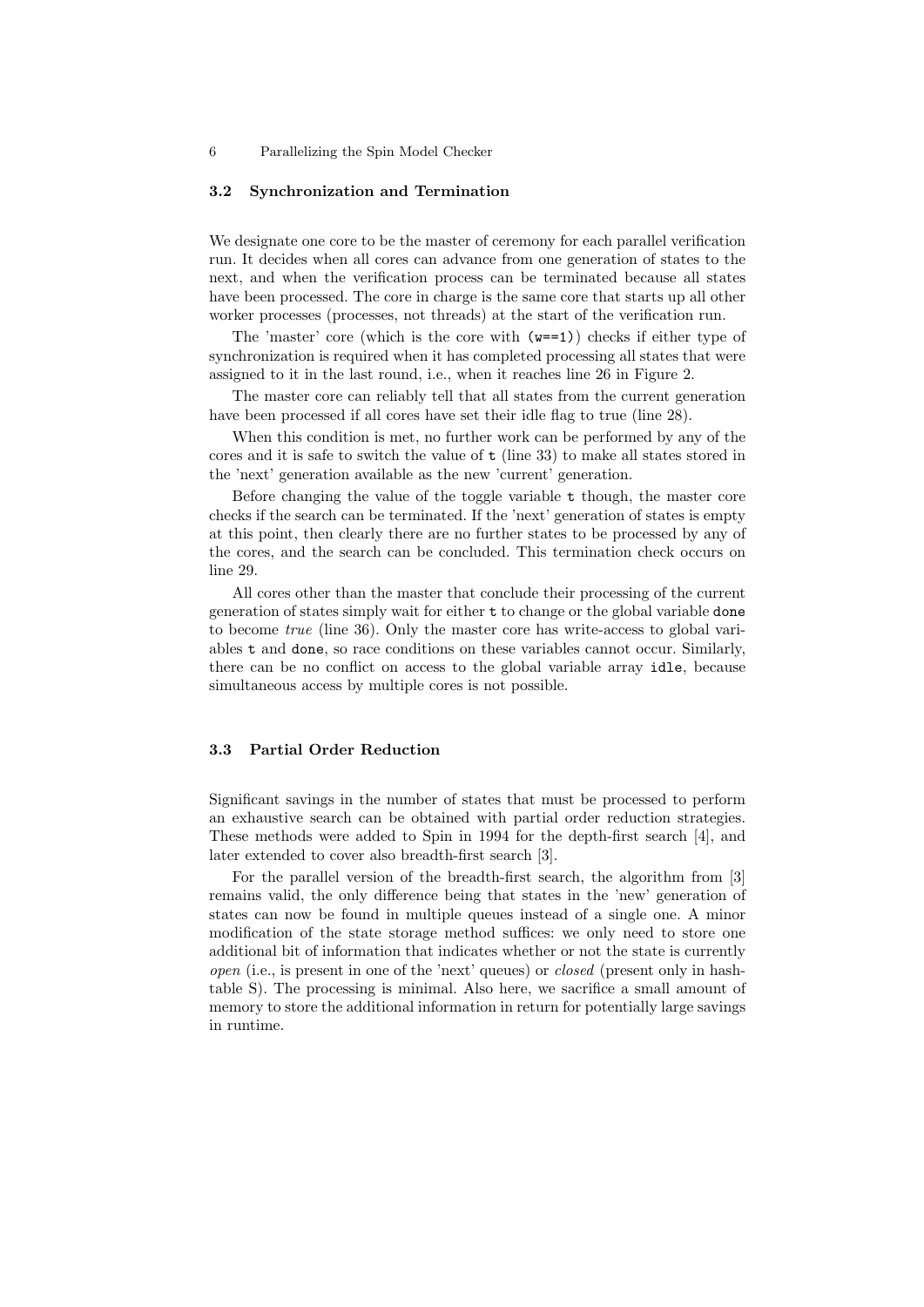### 3.2 Synchronization and Termination

We designate one core to be the master of ceremony for each parallel verification run. It decides when all cores can advance from one generation of states to the next, and when the verification process can be terminated because all states have been processed. The core in charge is the same core that starts up all other worker processes (processes, not threads) at the start of the verification run.

The 'master' core (which is the core with `(w==1)`) checks if either type of synchronization is required when it has completed processing all states that were assigned to it in the last round, i.e., when it reaches line 26 in Figure 2.

The master core can reliably tell that all states from the current generation have been processed if all cores have set their idle flag to true (line 28).

When this condition is met, no further work can be performed by any of the cores and it is safe to switch the value of `t` (line 33) to make all states stored in the 'next' generation available as the new 'current' generation.

Before changing the value of the toggle variable `t` though, the master core checks if the search can be terminated. If the 'next' generation of states is empty at this point, then clearly there are no further states to be processed by any of the cores, and the search can be concluded. This termination check occurs on line 29.

All cores other than the master that conclude their processing of the current generation of states simply wait for either `t` to change or the global variable `done` to become *true* (line 36). Only the master core has write-access to global variables `t` and `done`, so race conditions on these variables cannot occur. Similarly, there can be no conflict on access to the global variable array `idle`, because simultaneous access by multiple cores is not possible.

### 3.3 Partial Order Reduction

Significant savings in the number of states that must be processed to perform an exhaustive search can be obtained with partial order reduction strategies. These methods were added to Spin in 1994 for the depth-first search [4], and later extended to cover also breadth-first search [3].

For the parallel version of the breadth-first search, the algorithm from [3] remains valid, the only difference being that states in the 'new' generation of states can now be found in multiple queues instead of a single one. A minor modification of the state storage method suffices: we only need to store one additional bit of information that indicates whether or not the state is currently *open* (i.e., is present in one of the 'next' queues) or *closed* (present only in hash-table S). The processing is minimal. Also here, we sacrifice a small amount of memory to store the additional information in return for potentially large savings in runtime.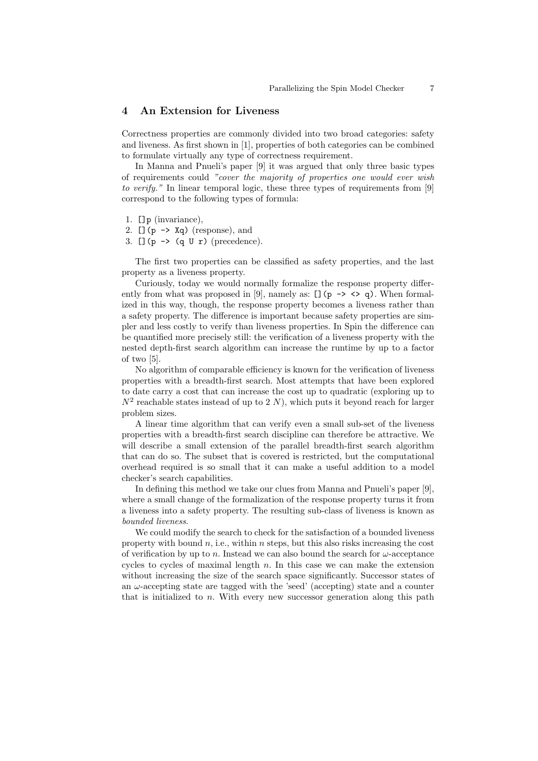## 4 An Extension for Liveness

Correctness properties are commonly divided into two broad categories: safety and liveness. As first shown in [1], properties of both categories can be combined to formulate virtually any type of correctness requirement.

In Manna and Pnueli's paper [9] it was argued that only three basic types of requirements could *"cover the majority of properties one would ever wish to verify."* In linear temporal logic, these three types of requirements from [9] correspond to the following types of formula:

1. `[]p` (invariance),
2. `[](p -> Xq)` (response), and
3. `[](p -> (q U r)` (precedence).

The first two properties can be classified as safety properties, and the last property as a liveness property.

Curiously, today we would normally formalize the response property differently from what was proposed in [9], namely as: `[](p -> <> q)`. When formalized in this way, though, the response property becomes a liveness rather than a safety property. The difference is important because safety properties are simpler and less costly to verify than liveness properties. In Spin the difference can be quantified more precisely still: the verification of a liveness property with the nested depth-first search algorithm can increase the runtime by up to a factor of two [5].

No algorithm of comparable efficiency is known for the verification of liveness properties with a breadth-first search. Most attempts that have been explored to date carry a cost that can increase the cost up to quadratic (exploring up to $N^2$ reachable states instead of up to $2\ N$), which puts it beyond reach for larger problem sizes.

A linear time algorithm that can verify even a small sub-set of the liveness properties with a breadth-first search discipline can therefore be attractive. We will describe a small extension of the parallel breadth-first search algorithm that can do so. The subset that is covered is restricted, but the computational overhead required is so small that it can make a useful addition to a model checker's search capabilities.

In defining this method we take our clues from Manna and Pnueli's paper [9], where a small change of the formalization of the response property turns it from a liveness into a safety property. The resulting sub-class of liveness is known as *bounded liveness*.

We could modify the search to check for the satisfaction of a bounded liveness property with bound $n$, i.e., within $n$ steps, but this also risks increasing the cost of verification by up to $n$. Instead we can also bound the search for $\omega$-acceptance cycles to cycles of maximal length $n$. In this case we can make the extension without increasing the size of the search space significantly. Successor states of an $\omega$-accepting state are tagged with the 'seed' (accepting) state and a counter that is initialized to $n$. With every new successor generation along this path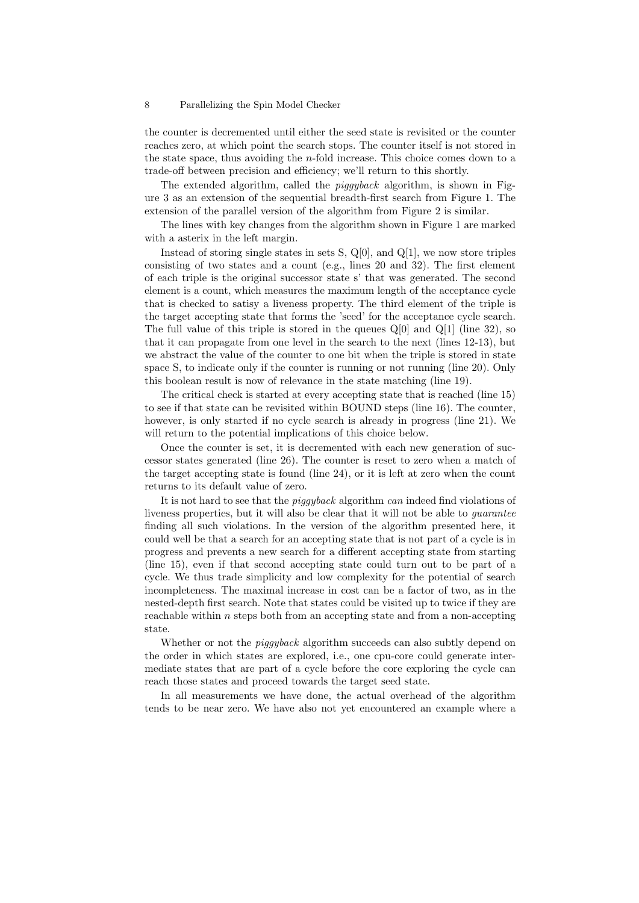the counter is decremented until either the seed state is revisited or the counter reaches zero, at which point the search stops. The counter itself is not stored in the state space, thus avoiding the $n$-fold increase. This choice comes down to a trade-off between precision and efficiency; we'll return to this shortly.

The extended algorithm, called the *piggyback* algorithm, is shown in Figure 3 as an extension of the sequential breadth-first search from Figure 1. The extension of the parallel version of the algorithm from Figure 2 is similar.

The lines with key changes from the algorithm shown in Figure 1 are marked with a asterix in the left margin.

Instead of storing single states in sets S, Q[0], and Q[1], we now store triples consisting of two states and a count (e.g., lines 20 and 32). The first element of each triple is the original successor state s' that was generated. The second element is a count, which measures the maximum length of the acceptance cycle that is checked to satisy a liveness property. The third element of the triple is the target accepting state that forms the 'seed' for the acceptance cycle search. The full value of this triple is stored in the queues Q[0] and Q[1] (line 32), so that it can propagate from one level in the search to the next (lines 12-13), but we abstract the value of the counter to one bit when the triple is stored in state space S, to indicate only if the counter is running or not running (line 20). Only this boolean result is now of relevance in the state matching (line 19).

The critical check is started at every accepting state that is reached (line 15) to see if that state can be revisited within BOUND steps (line 16). The counter, however, is only started if no cycle search is already in progress (line 21). We will return to the potential implications of this choice below.

Once the counter is set, it is decremented with each new generation of successor states generated (line 26). The counter is reset to zero when a match of the target accepting state is found (line 24), or it is left at zero when the count returns to its default value of zero.

It is not hard to see that the *piggyback* algorithm *can* indeed find violations of liveness properties, but it will also be clear that it will not be able to *guarantee* finding all such violations. In the version of the algorithm presented here, it could well be that a search for an accepting state that is not part of a cycle is in progress and prevents a new search for a different accepting state from starting (line 15), even if that second accepting state could turn out to be part of a cycle. We thus trade simplicity and low complexity for the potential of search incompleteness. The maximal increase in cost can be a factor of two, as in the nested-depth first search. Note that states could be visited up to twice if they are reachable within $n$ steps both from an accepting state and from a non-accepting state.

Whether or not the *piggyback* algorithm succeeds can also subtly depend on the order in which states are explored, i.e., one cpu-core could generate intermediate states that are part of a cycle before the core exploring the cycle can reach those states and proceed towards the target seed state.

In all measurements we have done, the actual overhead of the algorithm tends to be near zero. We have also not yet encountered an example where a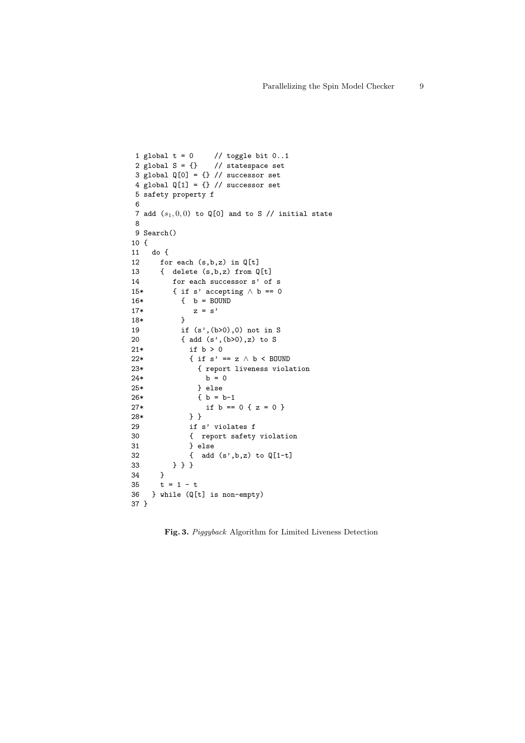```
 1 global t = 0     // toggle bit 0..1
 2 global S = {}    // statespace set
 3 global Q[0] = {} // successor set
 4 global Q[1] = {} // successor set
 5 safety property f
 6
 7 add (s1,0,0) to Q[0] and to S // initial state
 8
 9 Search()
10 {
11   do {
12     for each (s,b,z) in Q[t]
13     {  delete (s,b,z) from Q[t]
14        for each successor s' of s
15*       { if s' accepting ∧ b == 0
16*         {  b = BOUND
17*            z = s'
18*         }
19          if (s',(b>0),0) not in S
20          { add (s',(b>0),z) to S
21*           if b > 0
22*           { if s' == z ∧ b < BOUND
23*             { report liveness violation
24*               b = 0
25*             } else
26*             { b = b-1
27*               if b == 0 { z = 0 }
28*           } }
29            if s' violates f
30            {  report safety violation
31            } else
32            {  add (s',b,z) to Q[1-t]
33        } } }
34     }
35     t = 1 - t
36   } while (Q[t] is non-empty)
37 }
```

**Fig. 3.** *Piggyback* Algorithm for Limited Liveness Detection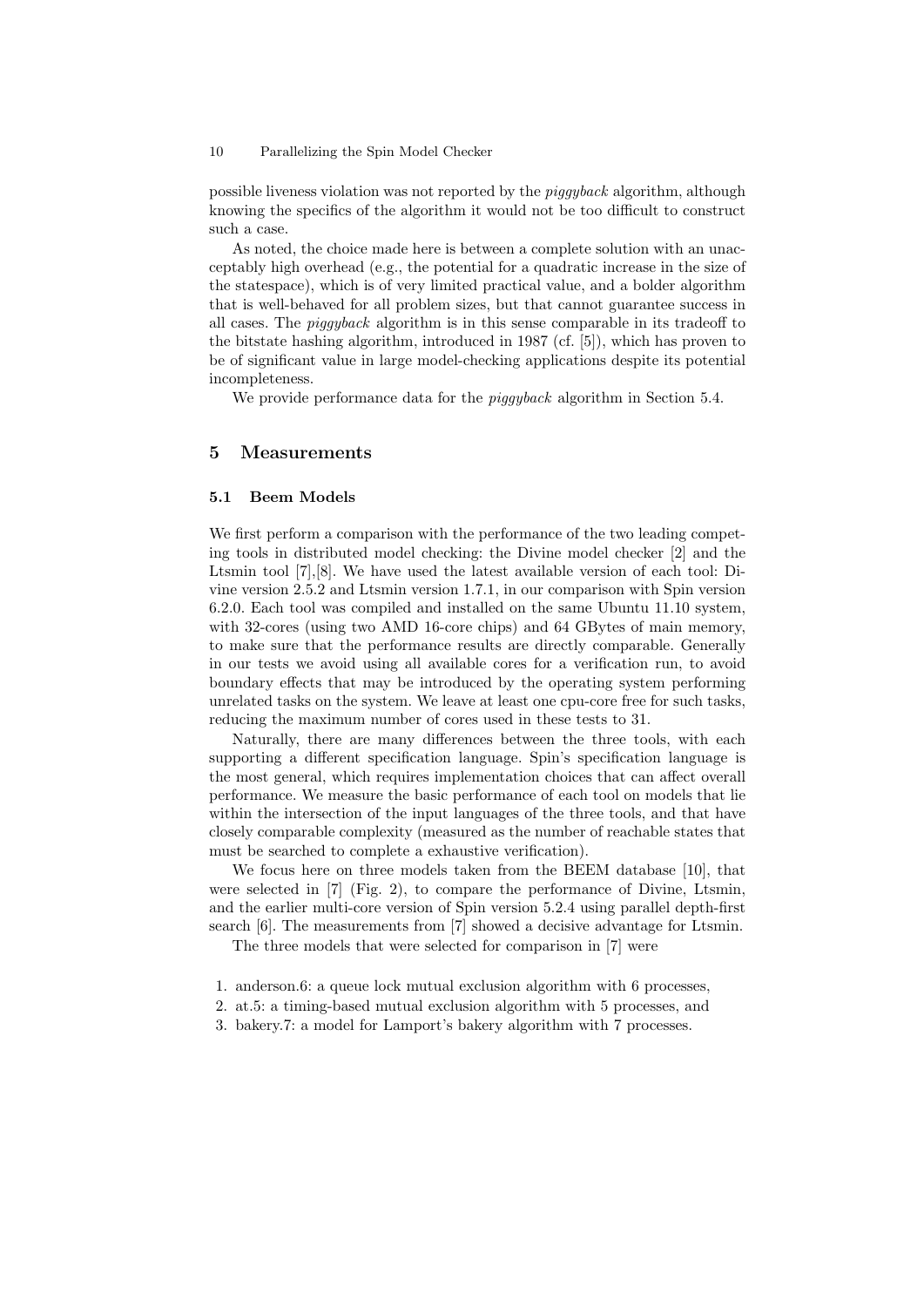possible liveness violation was not reported by the *piggyback* algorithm, although knowing the specifics of the algorithm it would not be too difficult to construct such a case.

As noted, the choice made here is between a complete solution with an unacceptably high overhead (e.g., the potential for a quadratic increase in the size of the statespace), which is of very limited practical value, and a bolder algorithm that is well-behaved for all problem sizes, but that cannot guarantee success in all cases. The *piggyback* algorithm is in this sense comparable in its tradeoff to the bitstate hashing algorithm, introduced in 1987 (cf. [5]), which has proven to be of significant value in large model-checking applications despite its potential incompleteness.

We provide performance data for the *piggyback* algorithm in Section 5.4.

## 5 Measurements

### 5.1 Beem Models

We first perform a comparison with the performance of the two leading competing tools in distributed model checking: the Divine model checker [2] and the Ltsmin tool [7],[8]. We have used the latest available version of each tool: Divine version 2.5.2 and Ltsmin version 1.7.1, in our comparison with Spin version 6.2.0. Each tool was compiled and installed on the same Ubuntu 11.10 system, with 32-cores (using two AMD 16-core chips) and 64 GBytes of main memory, to make sure that the performance results are directly comparable. Generally in our tests we avoid using all available cores for a verification run, to avoid boundary effects that may be introduced by the operating system performing unrelated tasks on the system. We leave at least one cpu-core free for such tasks, reducing the maximum number of cores used in these tests to 31.

Naturally, there are many differences between the three tools, with each supporting a different specification language. Spin's specification language is the most general, which requires implementation choices that can affect overall performance. We measure the basic performance of each tool on models that lie within the intersection of the input languages of the three tools, and that have closely comparable complexity (measured as the number of reachable states that must be searched to complete a exhaustive verification).

We focus here on three models taken from the BEEM database [10], that were selected in [7] (Fig. 2), to compare the performance of Divine, Ltsmin, and the earlier multi-core version of Spin version 5.2.4 using parallel depth-first search [6]. The measurements from [7] showed a decisive advantage for Ltsmin.

The three models that were selected for comparison in [7] were

1. anderson.6: a queue lock mutual exclusion algorithm with 6 processes,
2. at.5: a timing-based mutual exclusion algorithm with 5 processes, and
3. bakery.7: a model for Lamport's bakery algorithm with 7 processes.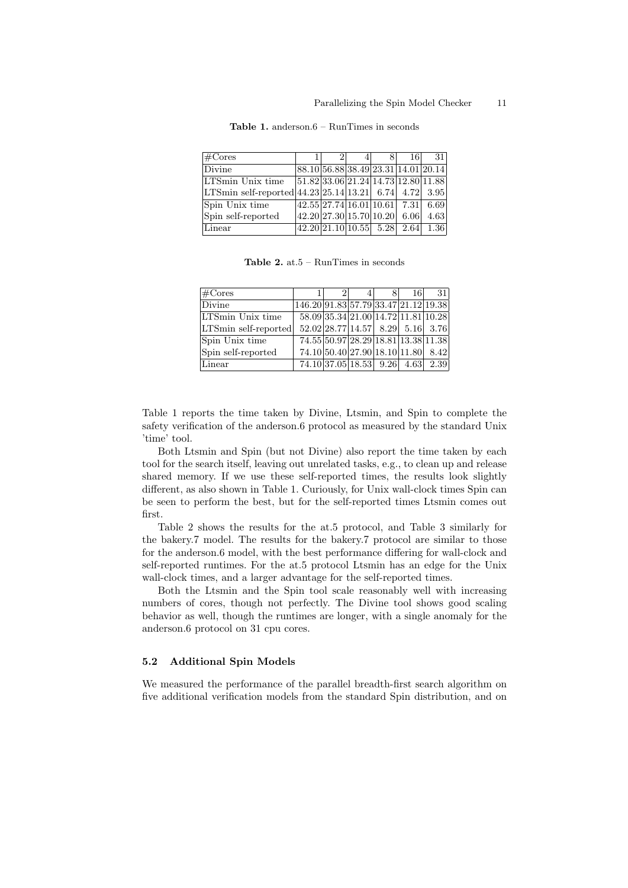**Table 1.** anderson.6 – RunTimes in seconds

| #Cores | 1 | 2 | 4 | 8 | 16 | 31 |
|---|---|---|---|---|---|---|
| Divine | 88.10 | 56.88 | 38.49 | 23.31 | 14.01 | 20.14 |
| LTSmin Unix time | 51.82 | 33.06 | 21.24 | 14.73 | 12.80 | 11.88 |
| LTSmin self-reported | 44.23 | 25.14 | 13.21 | 6.74 | 4.72 | 3.95 |
| Spin Unix time | 42.55 | 27.74 | 16.01 | 10.61 | 7.31 | 6.69 |
| Spin self-reported | 42.20 | 27.30 | 15.70 | 10.20 | 6.06 | 4.63 |
| Linear | 42.20 | 21.10 | 10.55 | 5.28 | 2.64 | 1.36 |

**Table 2.** at.5 – RunTimes in seconds

| #Cores | 1 | 2 | 4 | 8 | 16 | 31 |
|---|---|---|---|---|---|---|
| Divine | 146.20 | 91.83 | 57.79 | 33.47 | 21.12 | 19.38 |
| LTSmin Unix time | 58.09 | 35.34 | 21.00 | 14.72 | 11.81 | 10.28 |
| LTSmin self-reported | 52.02 | 28.77 | 14.57 | 8.29 | 5.16 | 3.76 |
| Spin Unix time | 74.55 | 50.97 | 28.29 | 18.81 | 13.38 | 11.38 |
| Spin self-reported | 74.10 | 50.40 | 27.90 | 18.10 | 11.80 | 8.42 |
| Linear | 74.10 | 37.05 | 18.53 | 9.26 | 4.63 | 2.39 |

Table 1 reports the time taken by Divine, Ltsmin, and Spin to complete the safety verification of the anderson.6 protocol as measured by the standard Unix 'time' tool.

Both Ltsmin and Spin (but not Divine) also report the time taken by each tool for the search itself, leaving out unrelated tasks, e.g., to clean up and release shared memory. If we use these self-reported times, the results look slightly different, as also shown in Table 1. Curiously, for Unix wall-clock times Spin can be seen to perform the best, but for the self-reported times Ltsmin comes out first.

Table 2 shows the results for the at.5 protocol, and Table 3 similarly for the bakery.7 model. The results for the bakery.7 protocol are similar to those for the anderson.6 model, with the best performance differing for wall-clock and self-reported runtimes. For the at.5 protocol Ltsmin has an edge for the Unix wall-clock times, and a larger advantage for the self-reported times.

Both the Ltsmin and the Spin tool scale reasonably well with increasing numbers of cores, though not perfectly. The Divine tool shows good scaling behavior as well, though the runtimes are longer, with a single anomaly for the anderson.6 protocol on 31 cpu cores.

### 5.2 Additional Spin Models

We measured the performance of the parallel breadth-first search algorithm on five additional verification models from the standard Spin distribution, and on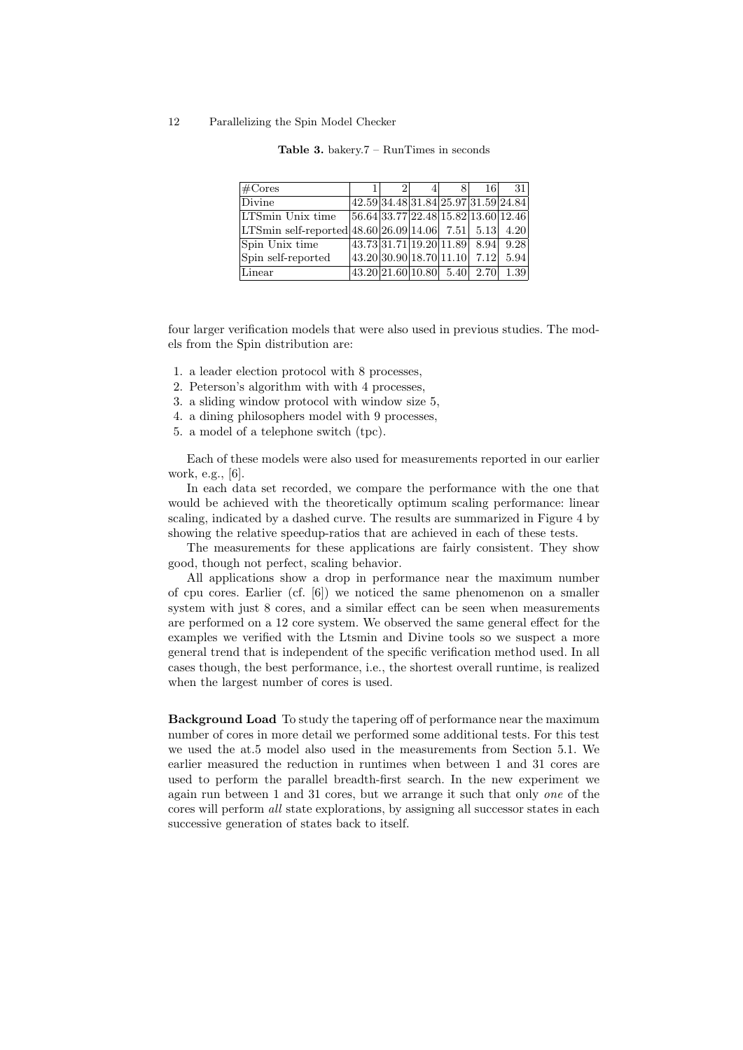**Table 3.** bakery.7 – RunTimes in seconds

| #Cores | 1 | 2 | 4 | 8 | 16 | 31 |
|---|---|---|---|---|---|---|
| Divine | 42.59 | 34.48 | 31.84 | 25.97 | 31.59 | 24.84 |
| LTSmin Unix time | 56.64 | 33.77 | 22.48 | 15.82 | 13.60 | 12.46 |
| LTSmin self-reported | 48.60 | 26.09 | 14.06 | 7.51 | 5.13 | 4.20 |
| Spin Unix time | 43.73 | 31.71 | 19.20 | 11.89 | 8.94 | 9.28 |
| Spin self-reported | 43.20 | 30.90 | 18.70 | 11.10 | 7.12 | 5.94 |
| Linear | 43.20 | 21.60 | 10.80 | 5.40 | 2.70 | 1.39 |

four larger verification models that were also used in previous studies. The models from the Spin distribution are:

1. a leader election protocol with 8 processes,
2. Peterson's algorithm with with 4 processes,
3. a sliding window protocol with window size 5,
4. a dining philosophers model with 9 processes,
5. a model of a telephone switch (tpc).

Each of these models were also used for measurements reported in our earlier work, e.g., [6].

In each data set recorded, we compare the performance with the one that would be achieved with the theoretically optimum scaling performance: linear scaling, indicated by a dashed curve. The results are summarized in Figure 4 by showing the relative speedup-ratios that are achieved in each of these tests.

The measurements for these applications are fairly consistent. They show good, though not perfect, scaling behavior.

All applications show a drop in performance near the maximum number of cpu cores. Earlier (cf. [6]) we noticed the same phenomenon on a smaller system with just 8 cores, and a similar effect can be seen when measurements are performed on a 12 core system. We observed the same general effect for the examples we verified with the Ltsmin and Divine tools so we suspect a more general trend that is independent of the specific verification method used. In all cases though, the best performance, i.e., the shortest overall runtime, is realized when the largest number of cores is used.

**Background Load** To study the tapering off of performance near the maximum number of cores in more detail we performed some additional tests. For this test we used the at.5 model also used in the measurements from Section 5.1. We earlier measured the reduction in runtimes when between 1 and 31 cores are used to perform the parallel breadth-first search. In the new experiment we again run between 1 and 31 cores, but we arrange it such that only *one* of the cores will perform *all* state explorations, by assigning all successor states in each successive generation of states back to itself.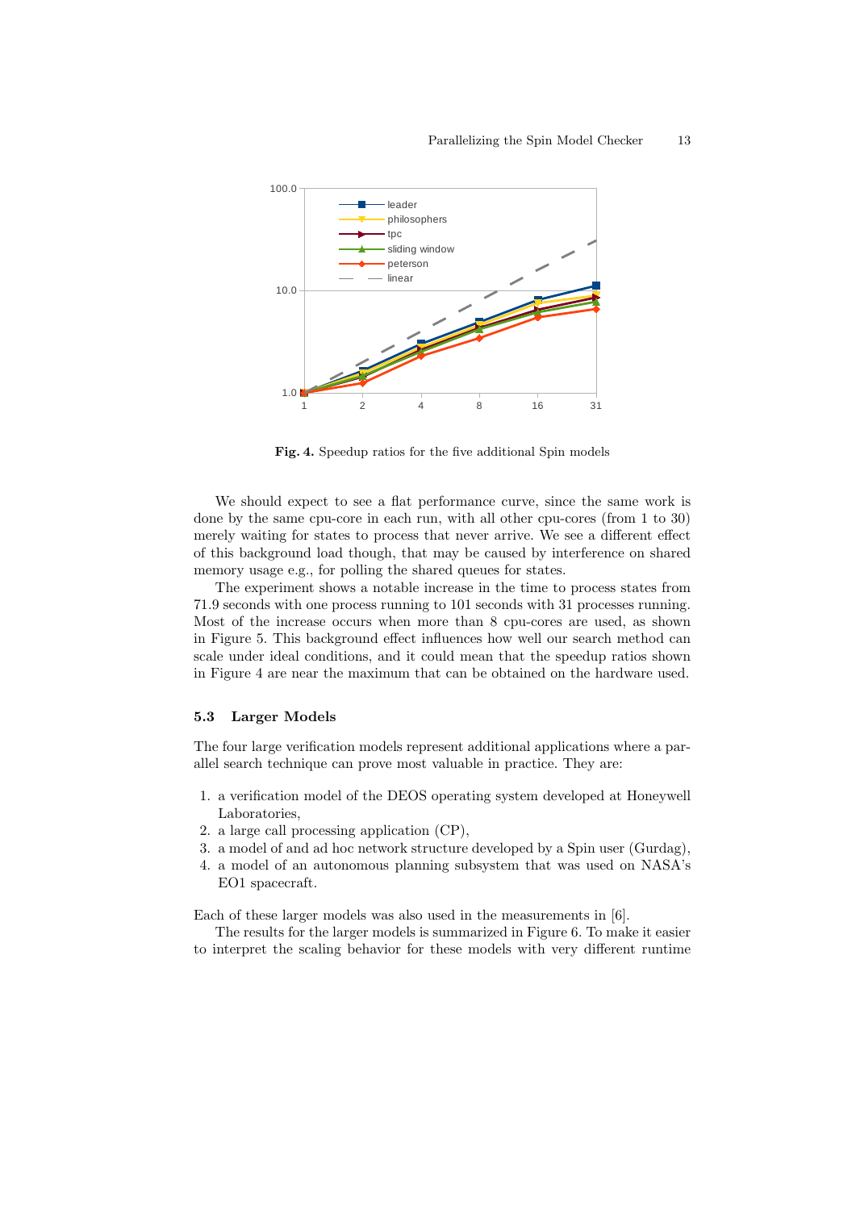**Fig. 4.** Speedup ratios for the five additional Spin models

We should expect to see a flat performance curve, since the same work is done by the same cpu-core in each run, with all other cpu-cores (from 1 to 30) merely waiting for states to process that never arrive. We see a different effect of this background load though, that may be caused by interference on shared memory usage e.g., for polling the shared queues for states.

The experiment shows a notable increase in the time to process states from 71.9 seconds with one process running to 101 seconds with 31 processes running. Most of the increase occurs when more than 8 cpu-cores are used, as shown in Figure 5. This background effect influences how well our search method can scale under ideal conditions, and it could mean that the speedup ratios shown in Figure 4 are near the maximum that can be obtained on the hardware used.

### 5.3 Larger Models

The four large verification models represent additional applications where a parallel search technique can prove most valuable in practice. They are:

1. a verification model of the DEOS operating system developed at Honeywell Laboratories,
2. a large call processing application (CP),
3. a model of and ad hoc network structure developed by a Spin user (Gurdag),
4. a model of an autonomous planning subsystem that was used on NASA's EO1 spacecraft.

Each of these larger models was also used in the measurements in [6].

The results for the larger models is summarized in Figure 6. To make it easier to interpret the scaling behavior for these models with very different runtime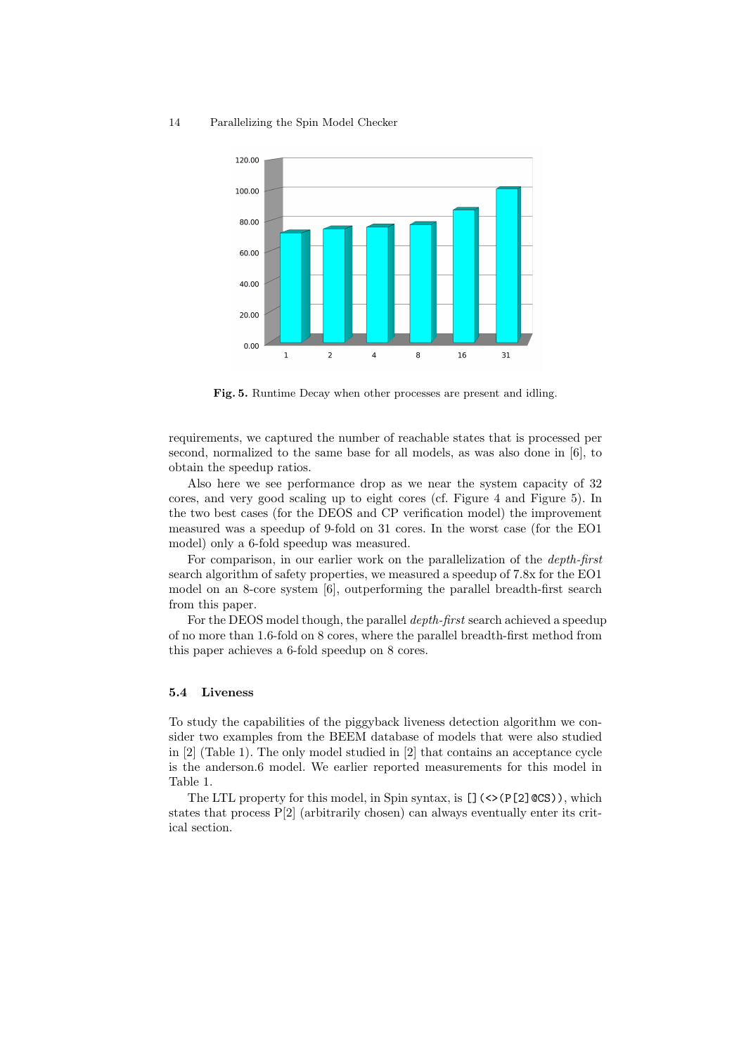Fig. 5. Runtime Decay when other processes are present and idling.

requirements, we captured the number of reachable states that is processed per second, normalized to the same base for all models, as was also done in [6], to obtain the speedup ratios.

Also here we see performance drop as we near the system capacity of 32 cores, and very good scaling up to eight cores (cf. Figure 4 and Figure 5). In the two best cases (for the DEOS and CP verification model) the improvement measured was a speedup of 9-fold on 31 cores. In the worst case (for the EO1 model) only a 6-fold speedup was measured.

For comparison, in our earlier work on the parallelization of the *depth-first* search algorithm of safety properties, we measured a speedup of 7.8x for the EO1 model on an 8-core system [6], outperforming the parallel breadth-first search from this paper.

For the DEOS model though, the parallel *depth-first* search achieved a speedup of no more than 1.6-fold on 8 cores, where the parallel breadth-first method from this paper achieves a 6-fold speedup on 8 cores.

### 5.4 Liveness

To study the capabilities of the piggyback liveness detection algorithm we consider two examples from the BEEM database of models that were also studied in [2] (Table 1). The only model studied in [2] that contains an acceptance cycle is the anderson.6 model. We earlier reported measurements for this model in Table 1.

The LTL property for this model, in Spin syntax, is `[](<>(P[2]@CS))`, which states that process P[2] (arbitrarily chosen) can always eventually enter its critical section.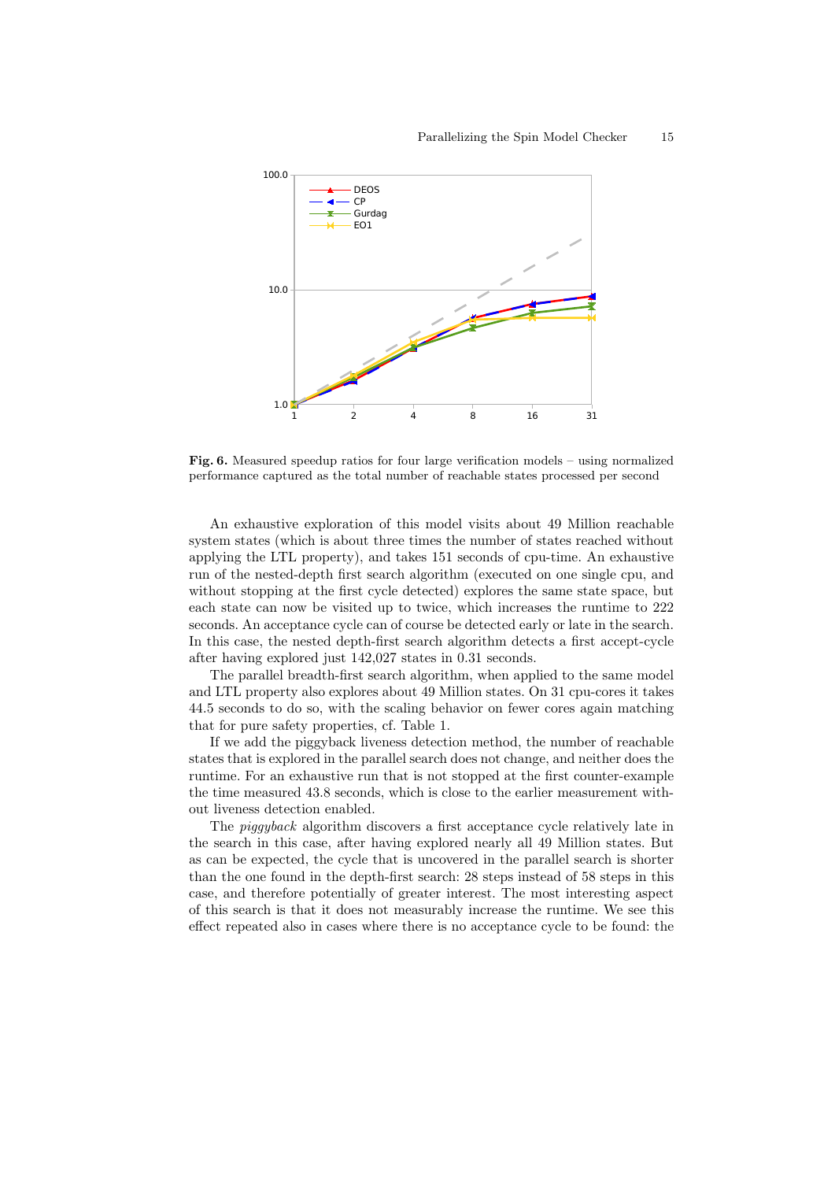**Fig. 6.** Measured speedup ratios for four large verification models – using normalized performance captured as the total number of reachable states processed per second

An exhaustive exploration of this model visits about 49 Million reachable system states (which is about three times the number of states reached without applying the LTL property), and takes 151 seconds of cpu-time. An exhaustive run of the nested-depth first search algorithm (executed on one single cpu, and without stopping at the first cycle detected) explores the same state space, but each state can now be visited up to twice, which increases the runtime to 222 seconds. An acceptance cycle can of course be detected early or late in the search. In this case, the nested depth-first search algorithm detects a first accept-cycle after having explored just 142,027 states in 0.31 seconds.

The parallel breadth-first search algorithm, when applied to the same model and LTL property also explores about 49 Million states. On 31 cpu-cores it takes 44.5 seconds to do so, with the scaling behavior on fewer cores again matching that for pure safety properties, cf. Table 1.

If we add the piggyback liveness detection method, the number of reachable states that is explored in the parallel search does not change, and neither does the runtime. For an exhaustive run that is not stopped at the first counter-example the time measured 43.8 seconds, which is close to the earlier measurement without liveness detection enabled.

The *piggyback* algorithm discovers a first acceptance cycle relatively late in the search in this case, after having explored nearly all 49 Million states. But as can be expected, the cycle that is uncovered in the parallel search is shorter than the one found in the depth-first search: 28 steps instead of 58 steps in this case, and therefore potentially of greater interest. The most interesting aspect of this search is that it does not measurably increase the runtime. We see this effect repeated also in cases where there is no acceptance cycle to be found: the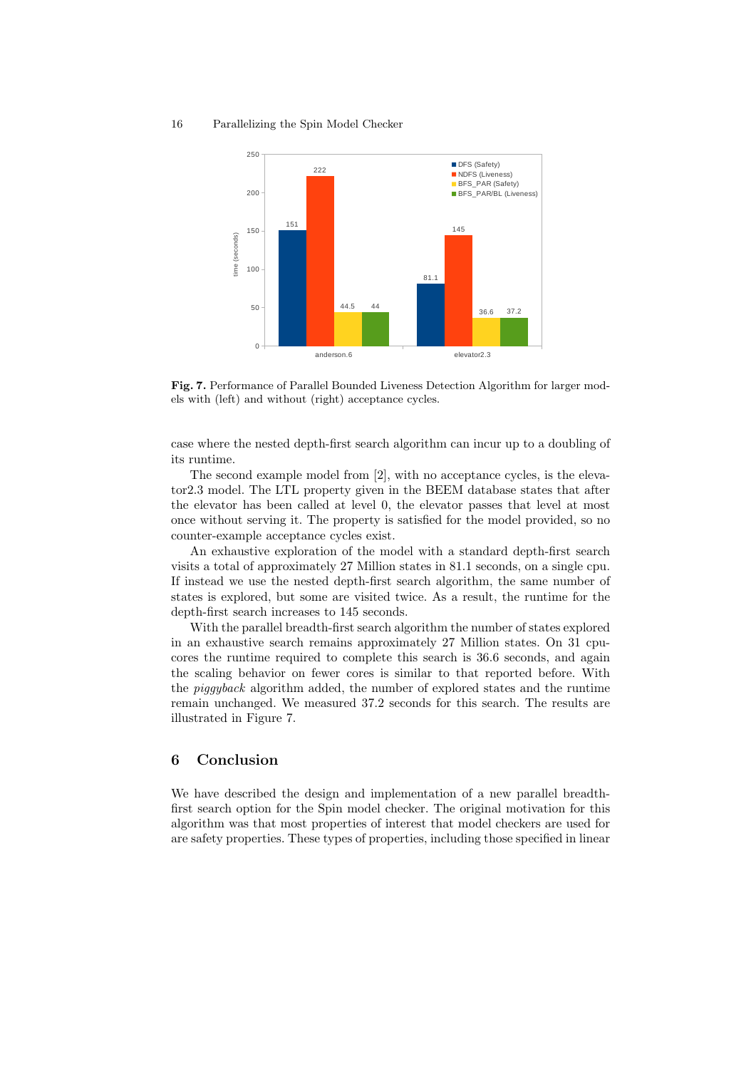**Fig. 7.** Performance of Parallel Bounded Liveness Detection Algorithm for larger models with (left) and without (right) acceptance cycles.

case where the nested depth-first search algorithm can incur up to a doubling of its runtime.

The second example model from [2], with no acceptance cycles, is the elevator2.3 model. The LTL property given in the BEEM database states that after the elevator has been called at level 0, the elevator passes that level at most once without serving it. The property is satisfied for the model provided, so no counter-example acceptance cycles exist.

An exhaustive exploration of the model with a standard depth-first search visits a total of approximately 27 Million states in 81.1 seconds, on a single cpu. If instead we use the nested depth-first search algorithm, the same number of states is explored, but some are visited twice. As a result, the runtime for the depth-first search increases to 145 seconds.

With the parallel breadth-first search algorithm the number of states explored in an exhaustive search remains approximately 27 Million states. On 31 cpu-cores the runtime required to complete this search is 36.6 seconds, and again the scaling behavior on fewer cores is similar to that reported before. With the *piggyback* algorithm added, the number of explored states and the runtime remain unchanged. We measured 37.2 seconds for this search. The results are illustrated in Figure 7.

## 6 Conclusion

We have described the design and implementation of a new parallel breadth-first search option for the Spin model checker. The original motivation for this algorithm was that most properties of interest that model checkers are used for are safety properties. These types of properties, including those specified in linear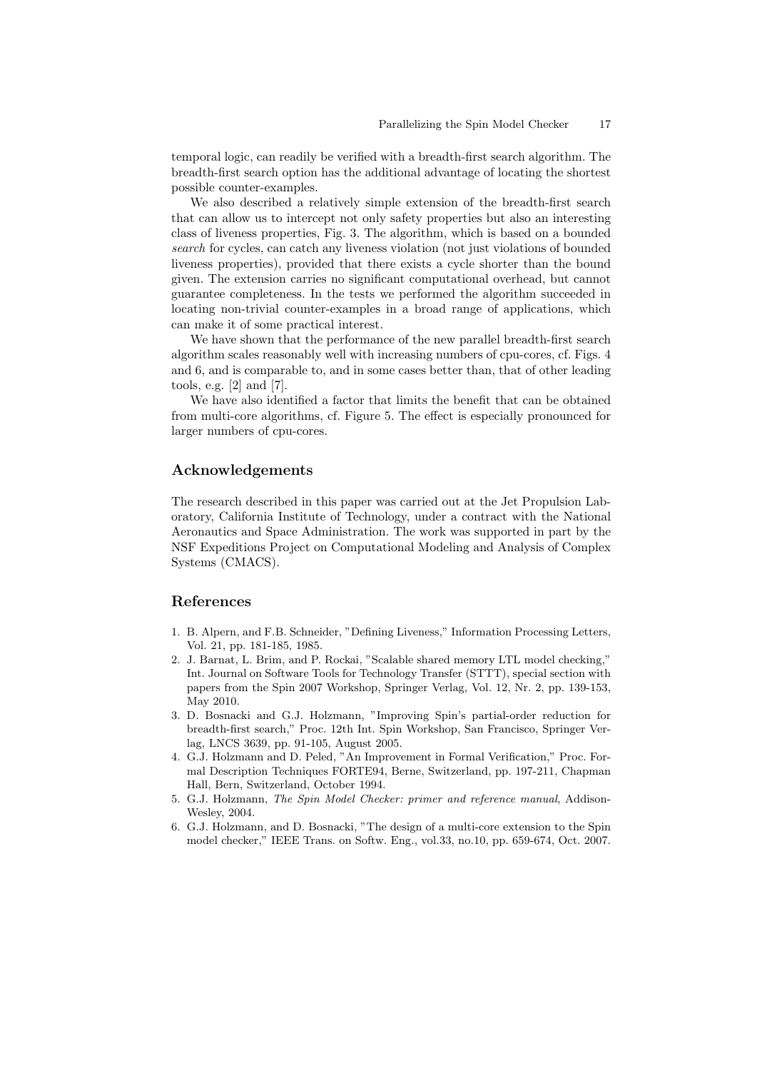temporal logic, can readily be verified with a breadth-first search algorithm. The breadth-first search option has the additional advantage of locating the shortest possible counter-examples.

We also described a relatively simple extension of the breadth-first search that can allow us to intercept not only safety properties but also an interesting class of liveness properties, Fig. 3. The algorithm, which is based on a bounded *search* for cycles, can catch any liveness violation (not just violations of bounded liveness properties), provided that there exists a cycle shorter than the bound given. The extension carries no significant computational overhead, but cannot guarantee completeness. In the tests we performed the algorithm succeeded in locating non-trivial counter-examples in a broad range of applications, which can make it of some practical interest.

We have shown that the performance of the new parallel breadth-first search algorithm scales reasonably well with increasing numbers of cpu-cores, cf. Figs. 4 and 6, and is comparable to, and in some cases better than, that of other leading tools, e.g. [2] and [7].

We have also identified a factor that limits the benefit that can be obtained from multi-core algorithms, cf. Figure 5. The effect is especially pronounced for larger numbers of cpu-cores.

## Acknowledgements

The research described in this paper was carried out at the Jet Propulsion Laboratory, California Institute of Technology, under a contract with the National Aeronautics and Space Administration. The work was supported in part by the NSF Expeditions Project on Computational Modeling and Analysis of Complex Systems (CMACS).

## References

1. B. Alpern, and F.B. Schneider, "Defining Liveness," Information Processing Letters, Vol. 21, pp. 181-185, 1985.
2. J. Barnat, L. Brim, and P. Rockai, "Scalable shared memory LTL model checking," Int. Journal on Software Tools for Technology Transfer (STTT), special section with papers from the Spin 2007 Workshop, Springer Verlag, Vol. 12, Nr. 2, pp. 139-153, May 2010.
3. D. Bosnacki and G.J. Holzmann, "Improving Spin's partial-order reduction for breadth-first search," Proc. 12th Int. Spin Workshop, San Francisco, Springer Verlag, LNCS 3639, pp. 91-105, August 2005.
4. G.J. Holzmann and D. Peled, "An Improvement in Formal Verification," Proc. Formal Description Techniques FORTE94, Berne, Switzerland, pp. 197-211, Chapman Hall, Bern, Switzerland, October 1994.
5. G.J. Holzmann, *The Spin Model Checker: primer and reference manual*, Addison-Wesley, 2004.
6. G.J. Holzmann, and D. Bosnacki, "The design of a multi-core extension to the Spin model checker," IEEE Trans. on Softw. Eng., vol.33, no.10, pp. 659-674, Oct. 2007.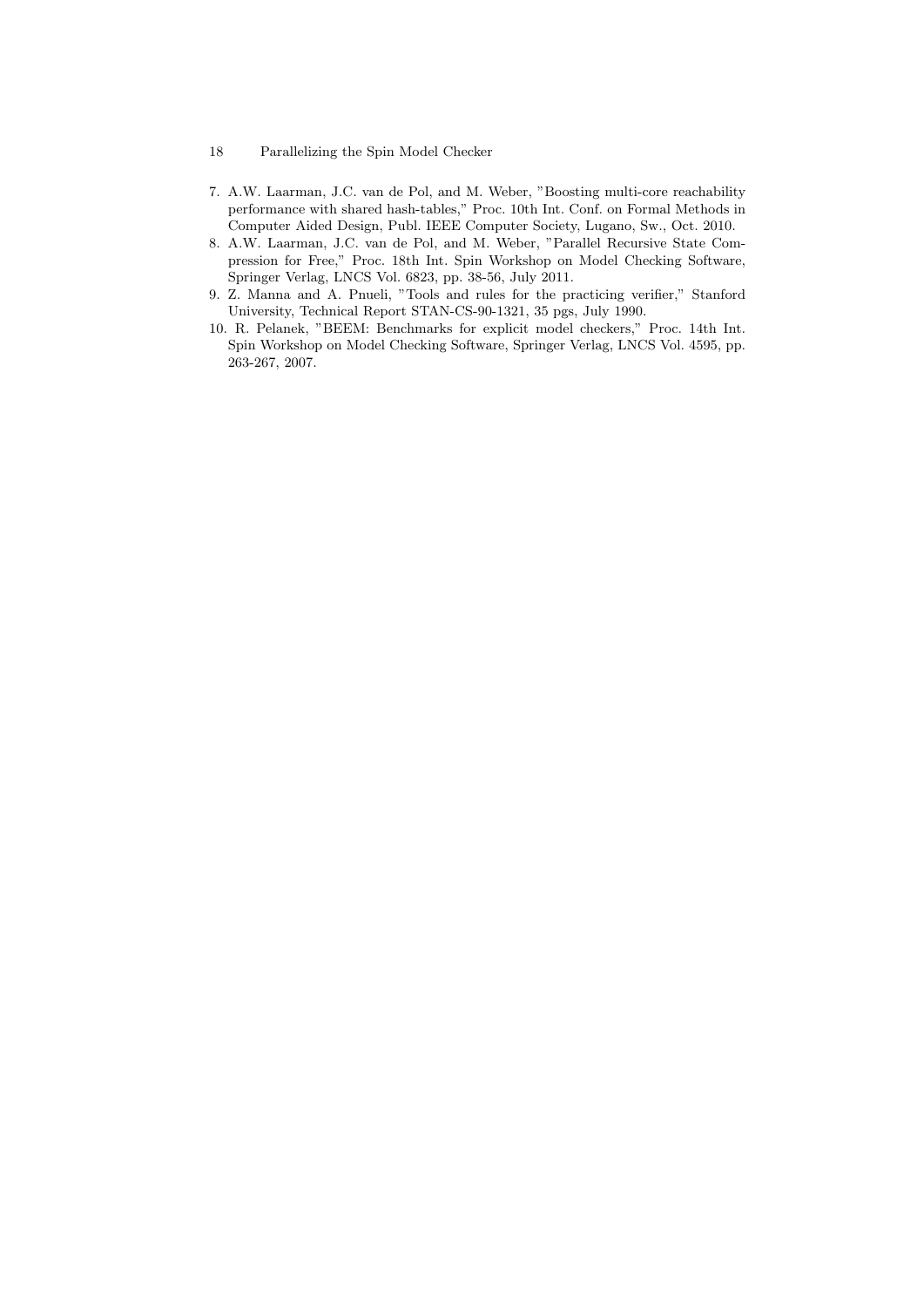7. A.W. Laarman, J.C. van de Pol, and M. Weber, "Boosting multi-core reachability performance with shared hash-tables," Proc. 10th Int. Conf. on Formal Methods in Computer Aided Design, Publ. IEEE Computer Society, Lugano, Sw., Oct. 2010.
8. A.W. Laarman, J.C. van de Pol, and M. Weber, "Parallel Recursive State Compression for Free," Proc. 18th Int. Spin Workshop on Model Checking Software, Springer Verlag, LNCS Vol. 6823, pp. 38-56, July 2011.
9. Z. Manna and A. Pnueli, "Tools and rules for the practicing verifier," Stanford University, Technical Report STAN-CS-90-1321, 35 pgs, July 1990.
10. R. Pelanek, "BEEM: Benchmarks for explicit model checkers," Proc. 14th Int. Spin Workshop on Model Checking Software, Springer Verlag, LNCS Vol. 4595, pp. 263-267, 2007.